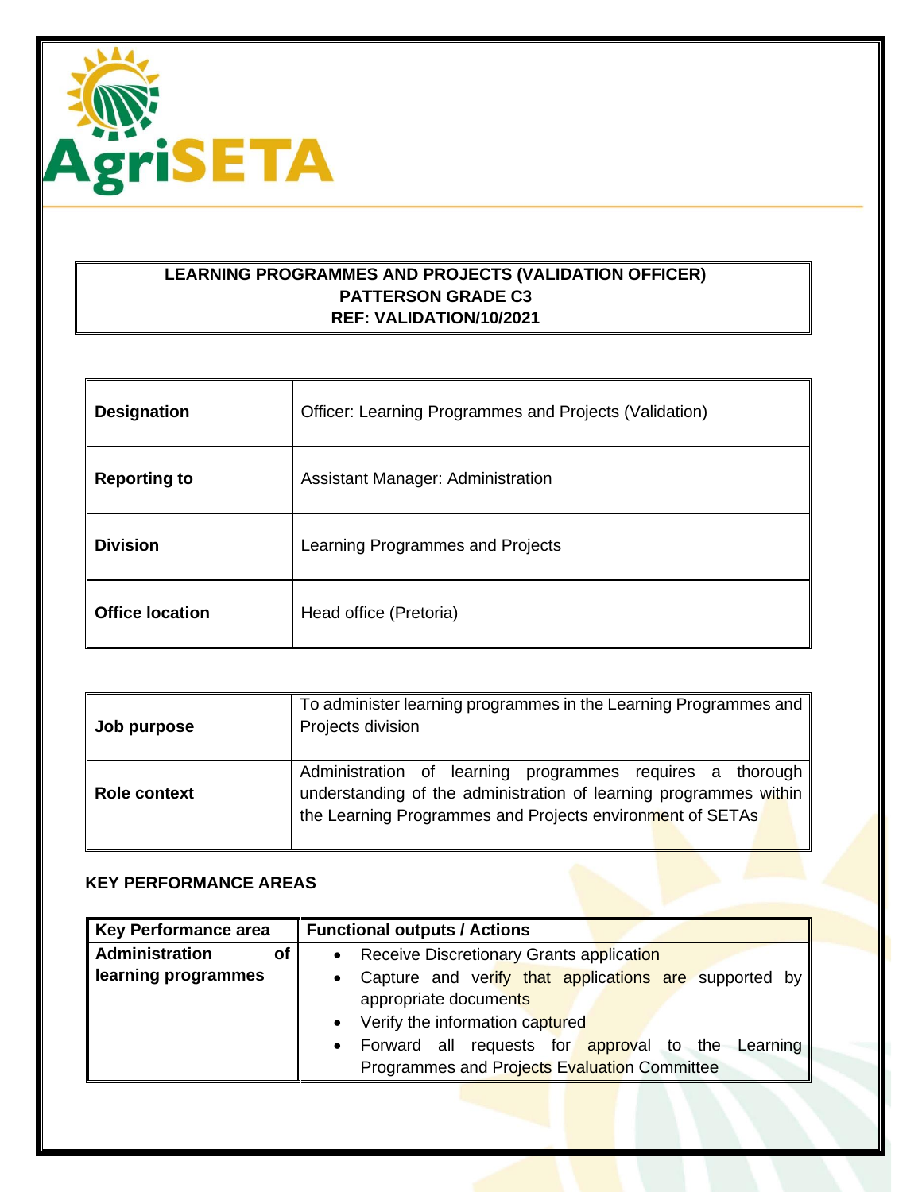AgriSETA

**LEARNING PROGRAMMES AND PROJECTS (VALIDATION OFFICER)**
**PATTERSON GRADE C3**
**REF: VALIDATION/10/2021**

| | |
|---|---|
| **Designation** | Officer: Learning Programmes and Projects (Validation) |
| **Reporting to** | Assistant Manager: Administration |
| **Division** | Learning Programmes and Projects |
| **Office location** | Head office (Pretoria) |

| | |
|---|---|
| **Job purpose** | To administer learning programmes in the Learning Programmes and Projects division |
| **Role context** | Administration of learning programmes requires a thorough understanding of the administration of learning programmes within the Learning Programmes and Projects environment of SETAs |

**KEY PERFORMANCE AREAS**

| Key Performance area | Functional outputs / Actions |
|---|---|
| **Administration of learning programmes** | • Receive Discretionary Grants application<br>• Capture and verify that applications are supported by appropriate documents<br>• Verify the information captured<br>• Forward all requests for approval to the Learning Programmes and Projects Evaluation Committee |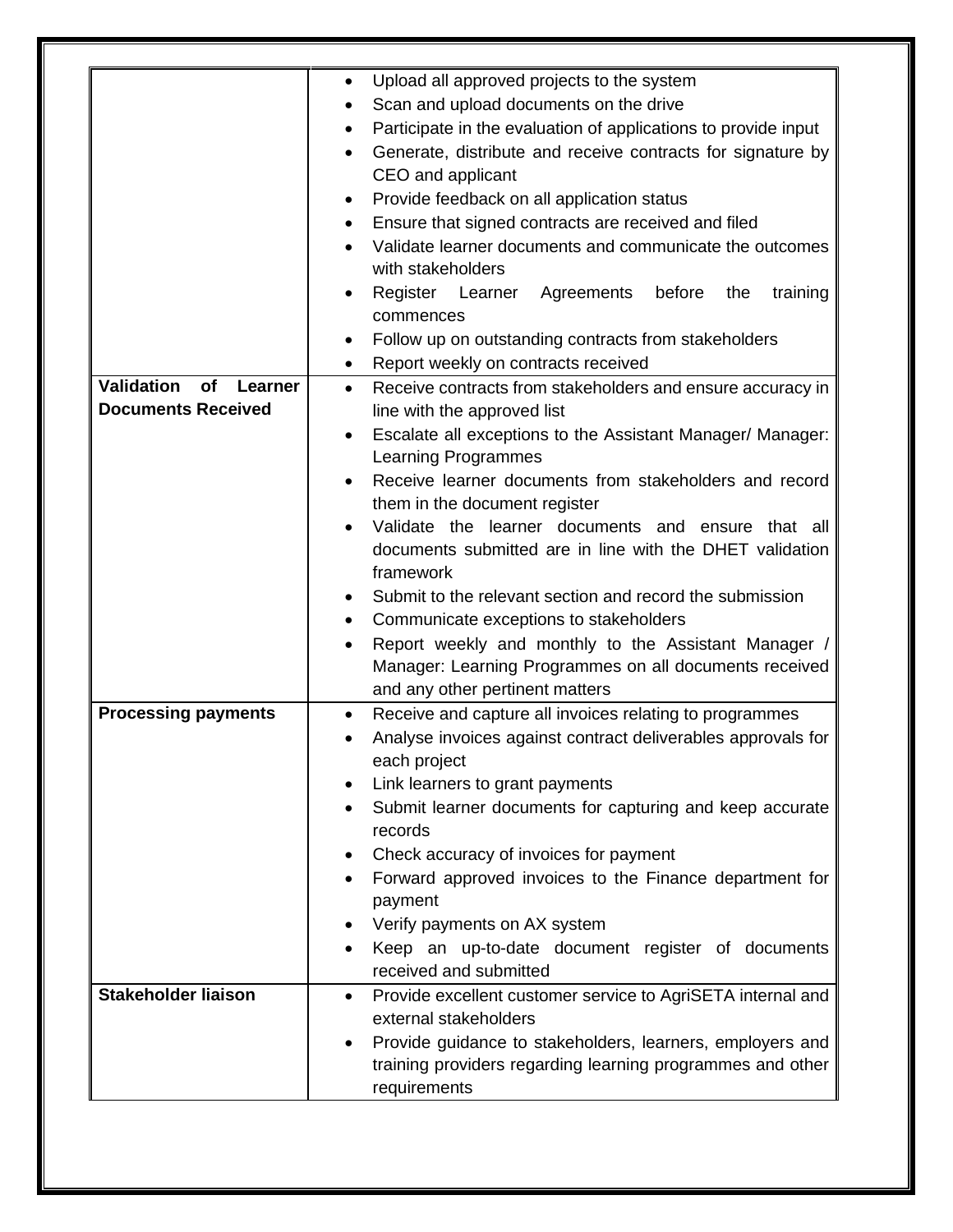| | |
|---|---|
| | • Upload all approved projects to the system<br>• Scan and upload documents on the drive<br>• Participate in the evaluation of applications to provide input<br>• Generate, distribute and receive contracts for signature by CEO and applicant<br>• Provide feedback on all application status<br>• Ensure that signed contracts are received and filed<br>• Validate learner documents and communicate the outcomes with stakeholders<br>• Register Learner Agreements before the training commences<br>• Follow up on outstanding contracts from stakeholders<br>• Report weekly on contracts received |
| **Validation of Learner Documents Received** | • Receive contracts from stakeholders and ensure accuracy in line with the approved list<br>• Escalate all exceptions to the Assistant Manager/ Manager: Learning Programmes<br>• Receive learner documents from stakeholders and record them in the document register<br>• Validate the learner documents and ensure that all documents submitted are in line with the DHET validation framework<br>• Submit to the relevant section and record the submission<br>• Communicate exceptions to stakeholders<br>• Report weekly and monthly to the Assistant Manager / Manager: Learning Programmes on all documents received and any other pertinent matters |
| **Processing payments** | • Receive and capture all invoices relating to programmes<br>• Analyse invoices against contract deliverables approvals for each project<br>• Link learners to grant payments<br>• Submit learner documents for capturing and keep accurate records<br>• Check accuracy of invoices for payment<br>• Forward approved invoices to the Finance department for payment<br>• Verify payments on AX system<br>• Keep an up-to-date document register of documents received and submitted |
| **Stakeholder liaison** | • Provide excellent customer service to AgriSETA internal and external stakeholders<br>• Provide guidance to stakeholders, learners, employers and training providers regarding learning programmes and other requirements |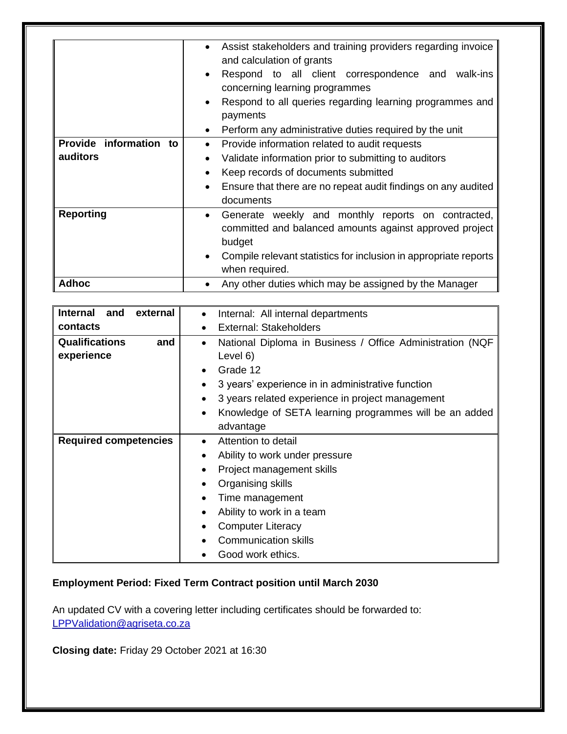| | |
|---|---|
| | • Assist stakeholders and training providers regarding invoice and calculation of grants<br>• Respond to all client correspondence and walk-ins concerning learning programmes<br>• Respond to all queries regarding learning programmes and payments<br>• Perform any administrative duties required by the unit |
| **Provide information to auditors** | • Provide information related to audit requests<br>• Validate information prior to submitting to auditors<br>• Keep records of documents submitted<br>• Ensure that there are no repeat audit findings on any audited documents |
| **Reporting** | • Generate weekly and monthly reports on contracted, committed and balanced amounts against approved project budget<br>• Compile relevant statistics for inclusion in appropriate reports when required. |
| **Adhoc** | • Any other duties which may be assigned by the Manager |

| | |
|---|---|
| **Internal and external contacts** | • Internal: All internal departments<br>• External: Stakeholders |
| **Qualifications and experience** | • National Diploma in Business / Office Administration (NQF Level 6)<br>• Grade 12<br>• 3 years' experience in in administrative function<br>• 3 years related experience in project management<br>• Knowledge of SETA learning programmes will be an added advantage |
| **Required competencies** | • Attention to detail<br>• Ability to work under pressure<br>• Project management skills<br>• Organising skills<br>• Time management<br>• Ability to work in a team<br>• Computer Literacy<br>• Communication skills<br>• Good work ethics. |

**Employment Period: Fixed Term Contract position until March 2030**

An updated CV with a covering letter including certificates should be forwarded to: LPPValidation@agriseta.co.za

**Closing date:** Friday 29 October 2021 at 16:30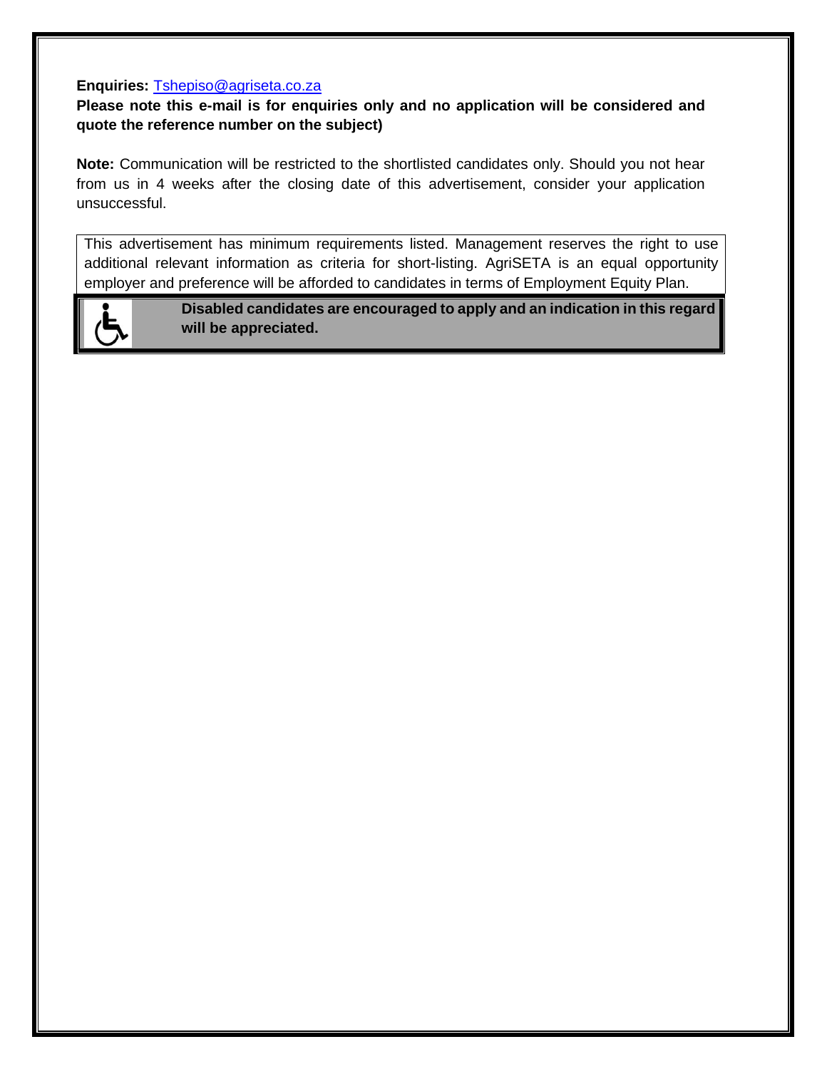**Enquiries:** Tshepiso@agriseta.co.za

**Please note this e-mail is for enquiries only and no application will be considered and quote the reference number on the subject)**

**Note:** Communication will be restricted to the shortlisted candidates only. Should you not hear from us in 4 weeks after the closing date of this advertisement, consider your application unsuccessful.

This advertisement has minimum requirements listed. Management reserves the right to use additional relevant information as criteria for short-listing. AgriSETA is an equal opportunity employer and preference will be afforded to candidates in terms of Employment Equity Plan.

**Disabled candidates are encouraged to apply and an indication in this regard will be appreciated.**